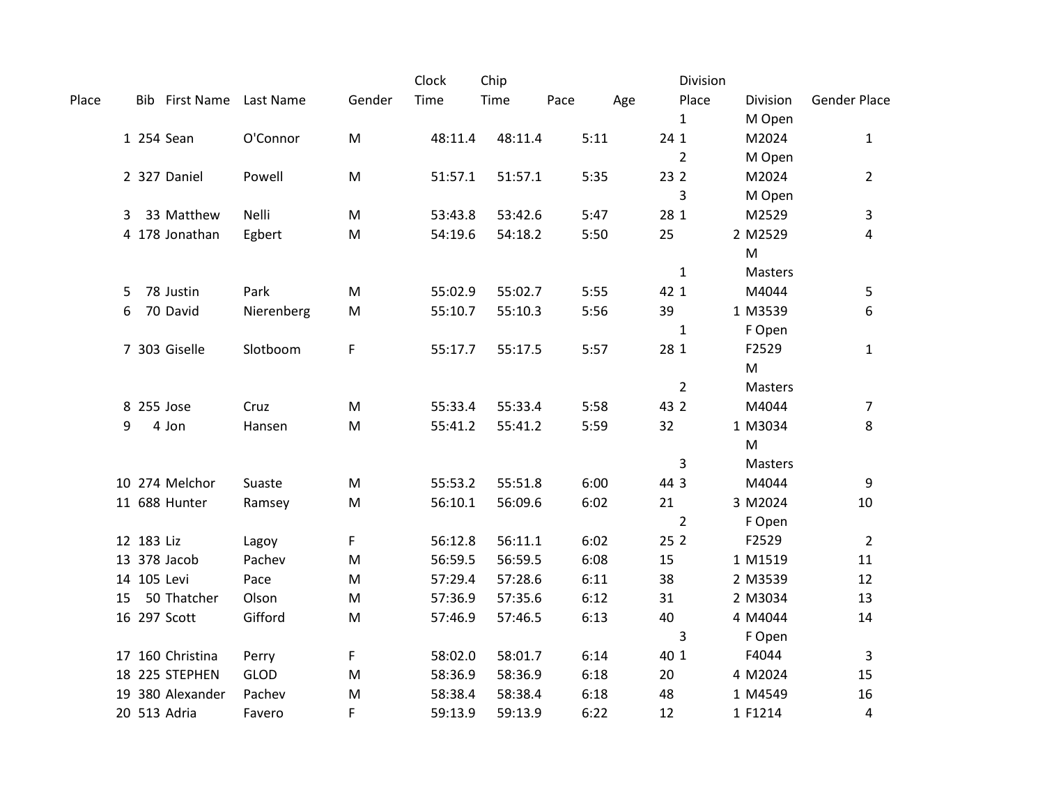| Place | Bib | First Name | Last Name | Gender | Clock Time | Chip Time | Pace | Age | Division Place | Division | Gender Place |
|---|---|---|---|---|---|---|---|---|---|---|---|
| 1 | 254 | Sean | O'Connor | M | 48:11.4 | 48:11.4 | 5:11 | 24 | 1<br>1 | M Open<br>M2024 | 1 |
| 2 | 327 | Daniel | Powell | M | 51:57.1 | 51:57.1 | 5:35 | 23 | 2<br>2 | M Open<br>M2024 | 2 |
| 3 | 33 | Matthew | Nelli | M | 53:43.8 | 53:42.6 | 5:47 | 28 | 3<br>1 | M Open<br>M2529 | 3 |
| 4 | 178 | Jonathan | Egbert | M | 54:19.6 | 54:18.2 | 5:50 | 25 | 2 | M2529 | 4 |
| 5 | 78 | Justin | Park | M | 55:02.9 | 55:02.7 | 5:55 | 42 | 1<br>1 | M Masters<br>M4044 | 5 |
| 6 | 70 | David | Nierenberg | M | 55:10.7 | 55:10.3 | 5:56 | 39 | 1 | M3539 | 6 |
| 7 | 303 | Giselle | Slotboom | F | 55:17.7 | 55:17.5 | 5:57 | 28 | 1<br>1 | F Open<br>F2529 | 1 |
| 8 | 255 | Jose | Cruz | M | 55:33.4 | 55:33.4 | 5:58 | 43 | 2<br>2 | M Masters<br>M4044 | 7 |
| 9 | 4 | Jon | Hansen | M | 55:41.2 | 55:41.2 | 5:59 | 32 | 1 | M3034 | 8 |
| 10 | 274 | Melchor | Suaste | M | 55:53.2 | 55:51.8 | 6:00 | 44 | 3<br>3 | M Masters<br>M4044 | 9 |
| 11 | 688 | Hunter | Ramsey | M | 56:10.1 | 56:09.6 | 6:02 | 21 | 3 | M2024 | 10 |
| 12 | 183 | Liz | Lagoy | F | 56:12.8 | 56:11.1 | 6:02 | 25 | 2<br>2 | F Open<br>F2529 | 2 |
| 13 | 378 | Jacob | Pachev | M | 56:59.5 | 56:59.5 | 6:08 | 15 | 1 | M1519 | 11 |
| 14 | 105 | Levi | Pace | M | 57:29.4 | 57:28.6 | 6:11 | 38 | 2 | M3539 | 12 |
| 15 | 50 | Thatcher | Olson | M | 57:36.9 | 57:35.6 | 6:12 | 31 | 2 | M3034 | 13 |
| 16 | 297 | Scott | Gifford | M | 57:46.9 | 57:46.5 | 6:13 | 40 | 4 | M4044 | 14 |
| 17 | 160 | Christina | Perry | F | 58:02.0 | 58:01.7 | 6:14 | 40 | 3<br>1 | F Open<br>F4044 | 3 |
| 18 | 225 | STEPHEN | GLOD | M | 58:36.9 | 58:36.9 | 6:18 | 20 | 4 | M2024 | 15 |
| 19 | 380 | Alexander | Pachev | M | 58:38.4 | 58:38.4 | 6:18 | 48 | 1 | M4549 | 16 |
| 20 | 513 | Adria | Favero | F | 59:13.9 | 59:13.9 | 6:22 | 12 | 1 | F1214 | 4 |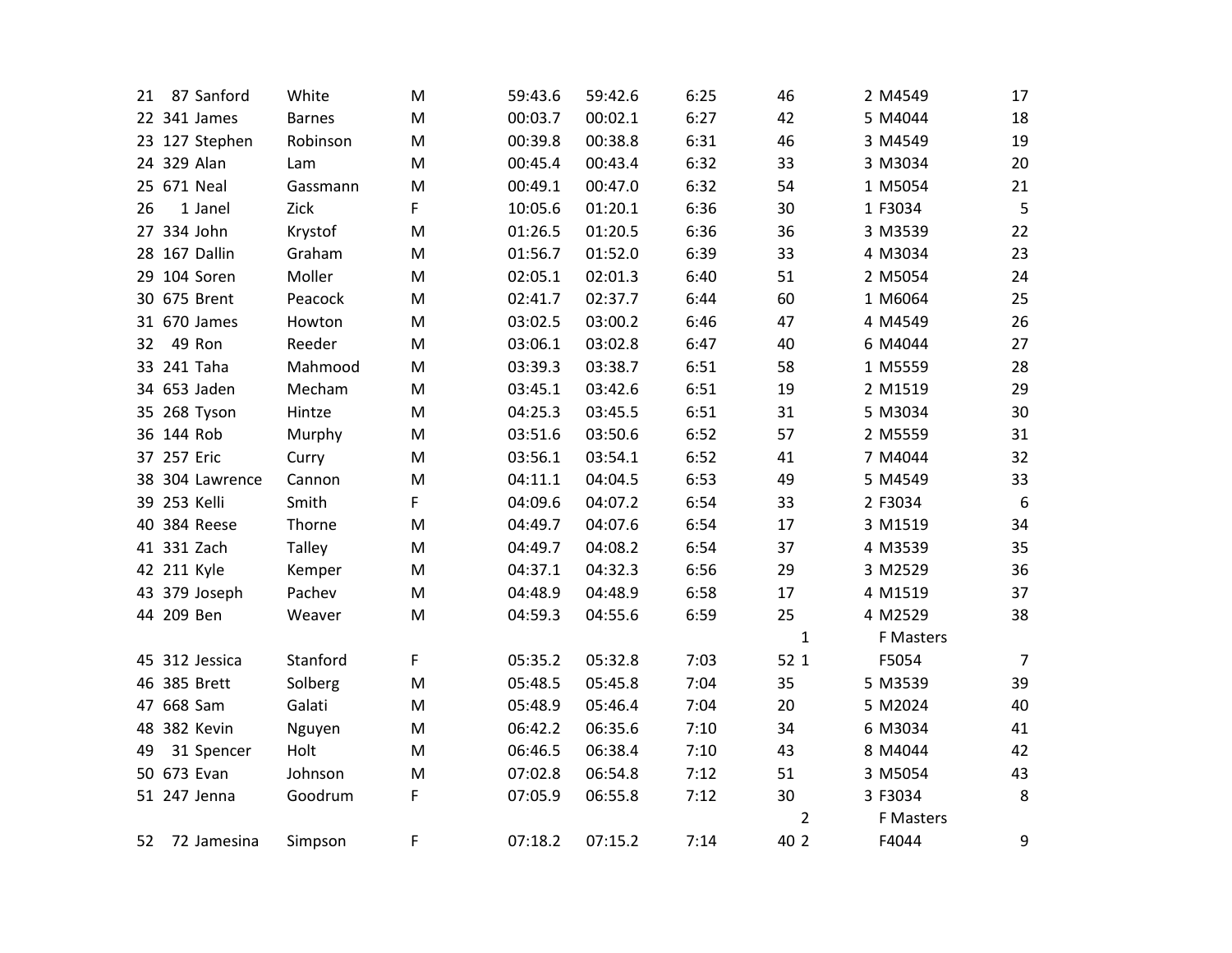| | | | | | | | | | | | |
|---|---|---|---|---|---|---|---|---|---|---|---|
| 21 | 87 | Sanford | White | M | 59:43.6 | 59:42.6 | 6:25 | 46 | 2 | M4549 | 17 |
| 22 | 341 | James | Barnes | M | 00:03.7 | 00:02.1 | 6:27 | 42 | 5 | M4044 | 18 |
| 23 | 127 | Stephen | Robinson | M | 00:39.8 | 00:38.8 | 6:31 | 46 | 3 | M4549 | 19 |
| 24 | 329 | Alan | Lam | M | 00:45.4 | 00:43.4 | 6:32 | 33 | 3 | M3034 | 20 |
| 25 | 671 | Neal | Gassmann | M | 00:49.1 | 00:47.0 | 6:32 | 54 | 1 | M5054 | 21 |
| 26 | 1 | Janel | Zick | F | 10:05.6 | 01:20.1 | 6:36 | 30 | 1 | F3034 | 5 |
| 27 | 334 | John | Krystof | M | 01:26.5 | 01:20.5 | 6:36 | 36 | 3 | M3539 | 22 |
| 28 | 167 | Dallin | Graham | M | 01:56.7 | 01:52.0 | 6:39 | 33 | 4 | M3034 | 23 |
| 29 | 104 | Soren | Moller | M | 02:05.1 | 02:01.3 | 6:40 | 51 | 2 | M5054 | 24 |
| 30 | 675 | Brent | Peacock | M | 02:41.7 | 02:37.7 | 6:44 | 60 | 1 | M6064 | 25 |
| 31 | 670 | James | Howton | M | 03:02.5 | 03:00.2 | 6:46 | 47 | 4 | M4549 | 26 |
| 32 | 49 | Ron | Reeder | M | 03:06.1 | 03:02.8 | 6:47 | 40 | 6 | M4044 | 27 |
| 33 | 241 | Taha | Mahmood | M | 03:39.3 | 03:38.7 | 6:51 | 58 | 1 | M5559 | 28 |
| 34 | 653 | Jaden | Mecham | M | 03:45.1 | 03:42.6 | 6:51 | 19 | 2 | M1519 | 29 |
| 35 | 268 | Tyson | Hintze | M | 04:25.3 | 03:45.5 | 6:51 | 31 | 5 | M3034 | 30 |
| 36 | 144 | Rob | Murphy | M | 03:51.6 | 03:50.6 | 6:52 | 57 | 2 | M5559 | 31 |
| 37 | 257 | Eric | Curry | M | 03:56.1 | 03:54.1 | 6:52 | 41 | 7 | M4044 | 32 |
| 38 | 304 | Lawrence | Cannon | M | 04:11.1 | 04:04.5 | 6:53 | 49 | 5 | M4549 | 33 |
| 39 | 253 | Kelli | Smith | F | 04:09.6 | 04:07.2 | 6:54 | 33 | 2 | F3034 | 6 |
| 40 | 384 | Reese | Thorne | M | 04:49.7 | 04:07.6 | 6:54 | 17 | 3 | M1519 | 34 |
| 41 | 331 | Zach | Talley | M | 04:49.7 | 04:08.2 | 6:54 | 37 | 4 | M3539 | 35 |
| 42 | 211 | Kyle | Kemper | M | 04:37.1 | 04:32.3 | 6:56 | 29 | 3 | M2529 | 36 |
| 43 | 379 | Joseph | Pachev | M | 04:48.9 | 04:48.9 | 6:58 | 17 | 4 | M1519 | 37 |
| 44 | 209 | Ben | Weaver | M | 04:59.3 | 04:55.6 | 6:59 | 25 | 4 | M2529 | 38 |
| | | | | | | | | 1 | | F Masters | |
| 45 | 312 | Jessica | Stanford | F | 05:35.2 | 05:32.8 | 7:03 | 52 1 | | F5054 | 7 |
| 46 | 385 | Brett | Solberg | M | 05:48.5 | 05:45.8 | 7:04 | 35 | 5 | M3539 | 39 |
| 47 | 668 | Sam | Galati | M | 05:48.9 | 05:46.4 | 7:04 | 20 | 5 | M2024 | 40 |
| 48 | 382 | Kevin | Nguyen | M | 06:42.2 | 06:35.6 | 7:10 | 34 | 6 | M3034 | 41 |
| 49 | 31 | Spencer | Holt | M | 06:46.5 | 06:38.4 | 7:10 | 43 | 8 | M4044 | 42 |
| 50 | 673 | Evan | Johnson | M | 07:02.8 | 06:54.8 | 7:12 | 51 | 3 | M5054 | 43 |
| 51 | 247 | Jenna | Goodrum | F | 07:05.9 | 06:55.8 | 7:12 | 30 | 3 | F3034 | 8 |
| | | | | | | | | 2 | | F Masters | |
| 52 | 72 | Jamesina | Simpson | F | 07:18.2 | 07:15.2 | 7:14 | 40 2 | | F4044 | 9 |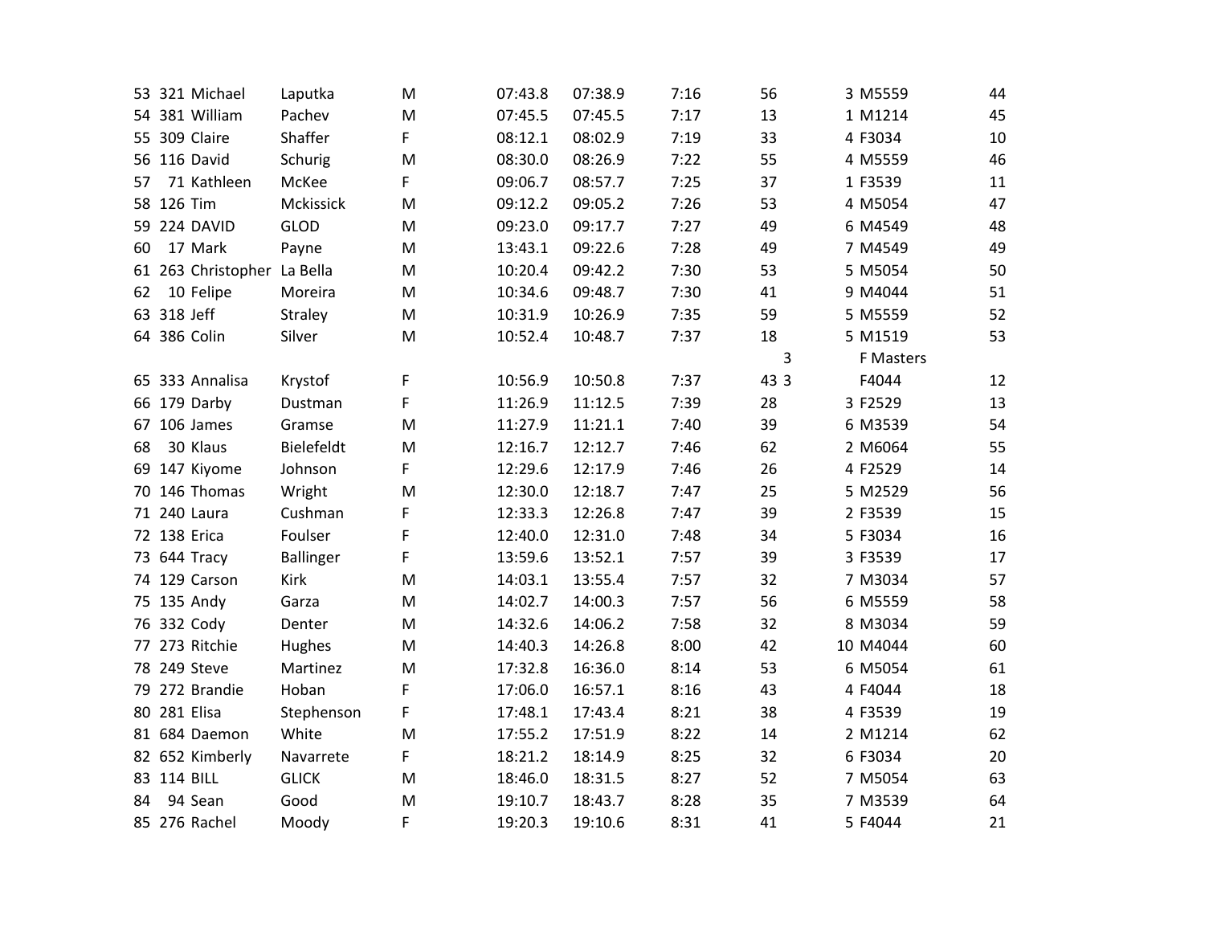| | | | | | | | | | | | |
|---|---|---|---|---|---|---|---|---|---|---|---|
| 53 | 321 | Michael | Laputka | M | 07:43.8 | 07:38.9 | 7:16 | 56 | 3 | M5559 | 44 |
| 54 | 381 | William | Pachev | M | 07:45.5 | 07:45.5 | 7:17 | 13 | 1 | M1214 | 45 |
| 55 | 309 | Claire | Shaffer | F | 08:12.1 | 08:02.9 | 7:19 | 33 | 4 | F3034 | 10 |
| 56 | 116 | David | Schurig | M | 08:30.0 | 08:26.9 | 7:22 | 55 | 4 | M5559 | 46 |
| 57 | 71 | Kathleen | McKee | F | 09:06.7 | 08:57.7 | 7:25 | 37 | 1 | F3539 | 11 |
| 58 | 126 | Tim | Mckissick | M | 09:12.2 | 09:05.2 | 7:26 | 53 | 4 | M5054 | 47 |
| 59 | 224 | DAVID | GLOD | M | 09:23.0 | 09:17.7 | 7:27 | 49 | 6 | M4549 | 48 |
| 60 | 17 | Mark | Payne | M | 13:43.1 | 09:22.6 | 7:28 | 49 | 7 | M4549 | 49 |
| 61 | 263 | Christopher | La Bella | M | 10:20.4 | 09:42.2 | 7:30 | 53 | 5 | M5054 | 50 |
| 62 | 10 | Felipe | Moreira | M | 10:34.6 | 09:48.7 | 7:30 | 41 | 9 | M4044 | 51 |
| 63 | 318 | Jeff | Straley | M | 10:31.9 | 10:26.9 | 7:35 | 59 | 5 | M5559 | 52 |
| 64 | 386 | Colin | Silver | M | 10:52.4 | 10:48.7 | 7:37 | 18 | 5 | M1519 | 53 |
| | | | | | | | | 3 | | F Masters | |
| 65 | 333 | Annalisa | Krystof | F | 10:56.9 | 10:50.8 | 7:37 | 43 3 | | F4044 | 12 |
| 66 | 179 | Darby | Dustman | F | 11:26.9 | 11:12.5 | 7:39 | 28 | 3 | F2529 | 13 |
| 67 | 106 | James | Gramse | M | 11:27.9 | 11:21.1 | 7:40 | 39 | 6 | M3539 | 54 |
| 68 | 30 | Klaus | Bielefeldt | M | 12:16.7 | 12:12.7 | 7:46 | 62 | 2 | M6064 | 55 |
| 69 | 147 | Kiyome | Johnson | F | 12:29.6 | 12:17.9 | 7:46 | 26 | 4 | F2529 | 14 |
| 70 | 146 | Thomas | Wright | M | 12:30.0 | 12:18.7 | 7:47 | 25 | 5 | M2529 | 56 |
| 71 | 240 | Laura | Cushman | F | 12:33.3 | 12:26.8 | 7:47 | 39 | 2 | F3539 | 15 |
| 72 | 138 | Erica | Foulser | F | 12:40.0 | 12:31.0 | 7:48 | 34 | 5 | F3034 | 16 |
| 73 | 644 | Tracy | Ballinger | F | 13:59.6 | 13:52.1 | 7:57 | 39 | 3 | F3539 | 17 |
| 74 | 129 | Carson | Kirk | M | 14:03.1 | 13:55.4 | 7:57 | 32 | 7 | M3034 | 57 |
| 75 | 135 | Andy | Garza | M | 14:02.7 | 14:00.3 | 7:57 | 56 | 6 | M5559 | 58 |
| 76 | 332 | Cody | Denter | M | 14:32.6 | 14:06.2 | 7:58 | 32 | 8 | M3034 | 59 |
| 77 | 273 | Ritchie | Hughes | M | 14:40.3 | 14:26.8 | 8:00 | 42 | 10 | M4044 | 60 |
| 78 | 249 | Steve | Martinez | M | 17:32.8 | 16:36.0 | 8:14 | 53 | 6 | M5054 | 61 |
| 79 | 272 | Brandie | Hoban | F | 17:06.0 | 16:57.1 | 8:16 | 43 | 4 | F4044 | 18 |
| 80 | 281 | Elisa | Stephenson | F | 17:48.1 | 17:43.4 | 8:21 | 38 | 4 | F3539 | 19 |
| 81 | 684 | Daemon | White | M | 17:55.2 | 17:51.9 | 8:22 | 14 | 2 | M1214 | 62 |
| 82 | 652 | Kimberly | Navarrete | F | 18:21.2 | 18:14.9 | 8:25 | 32 | 6 | F3034 | 20 |
| 83 | 114 | BILL | GLICK | M | 18:46.0 | 18:31.5 | 8:27 | 52 | 7 | M5054 | 63 |
| 84 | 94 | Sean | Good | M | 19:10.7 | 18:43.7 | 8:28 | 35 | 7 | M3539 | 64 |
| 85 | 276 | Rachel | Moody | F | 19:20.3 | 19:10.6 | 8:31 | 41 | 5 | F4044 | 21 |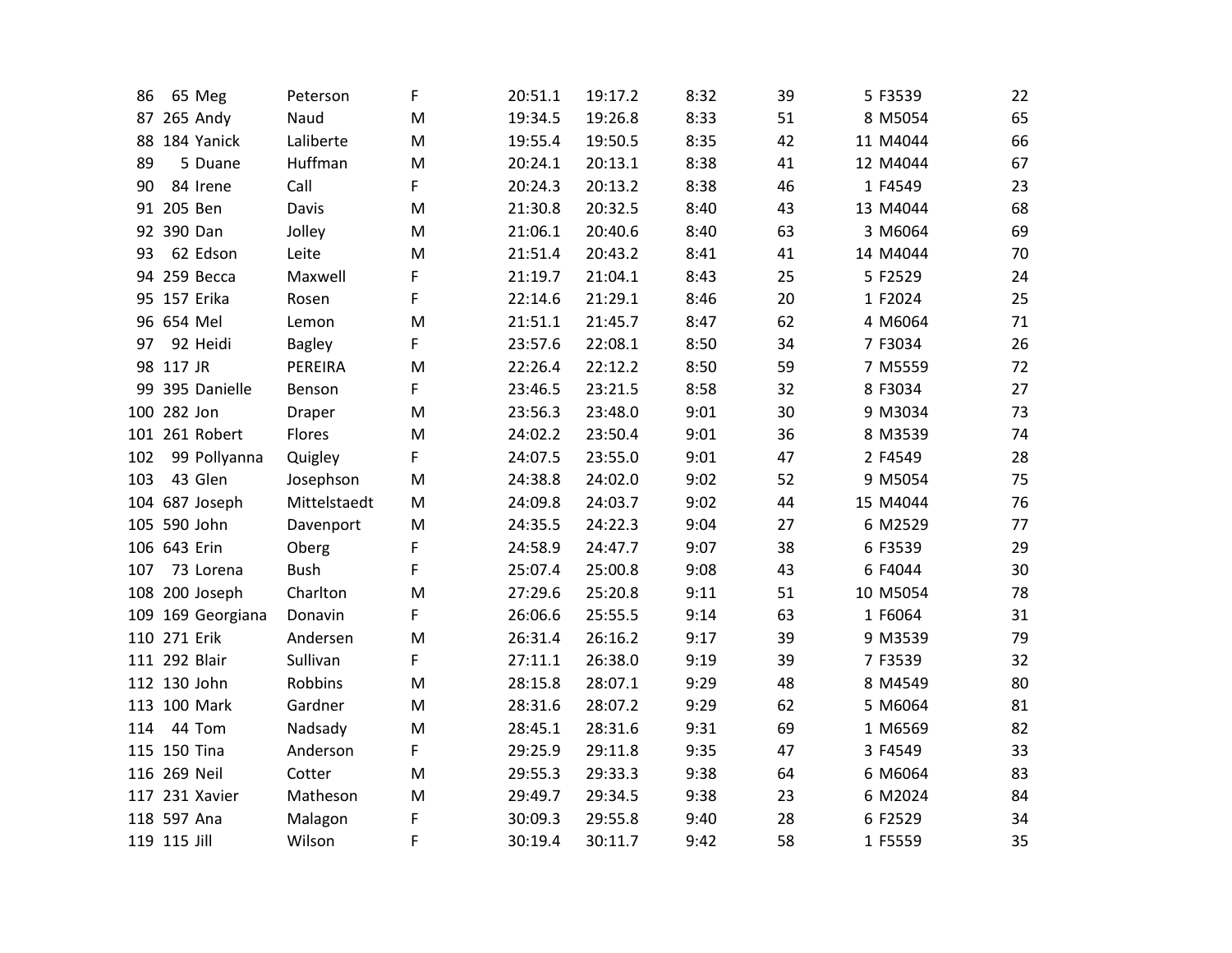| | | | | | | | | | | | |
|---|---|---|---|---|---|---|---|---|---|---|---|
| 86 | 65 | Meg | Peterson | F | 20:51.1 | 19:17.2 | 8:32 | 39 | 5 | F3539 | 22 |
| 87 | 265 | Andy | Naud | M | 19:34.5 | 19:26.8 | 8:33 | 51 | 8 | M5054 | 65 |
| 88 | 184 | Yanick | Laliberte | M | 19:55.4 | 19:50.5 | 8:35 | 42 | 11 | M4044 | 66 |
| 89 | 5 | Duane | Huffman | M | 20:24.1 | 20:13.1 | 8:38 | 41 | 12 | M4044 | 67 |
| 90 | 84 | Irene | Call | F | 20:24.3 | 20:13.2 | 8:38 | 46 | 1 | F4549 | 23 |
| 91 | 205 | Ben | Davis | M | 21:30.8 | 20:32.5 | 8:40 | 43 | 13 | M4044 | 68 |
| 92 | 390 | Dan | Jolley | M | 21:06.1 | 20:40.6 | 8:40 | 63 | 3 | M6064 | 69 |
| 93 | 62 | Edson | Leite | M | 21:51.4 | 20:43.2 | 8:41 | 41 | 14 | M4044 | 70 |
| 94 | 259 | Becca | Maxwell | F | 21:19.7 | 21:04.1 | 8:43 | 25 | 5 | F2529 | 24 |
| 95 | 157 | Erika | Rosen | F | 22:14.6 | 21:29.1 | 8:46 | 20 | 1 | F2024 | 25 |
| 96 | 654 | Mel | Lemon | M | 21:51.1 | 21:45.7 | 8:47 | 62 | 4 | M6064 | 71 |
| 97 | 92 | Heidi | Bagley | F | 23:57.6 | 22:08.1 | 8:50 | 34 | 7 | F3034 | 26 |
| 98 | 117 | JR | PEREIRA | M | 22:26.4 | 22:12.2 | 8:50 | 59 | 7 | M5559 | 72 |
| 99 | 395 | Danielle | Benson | F | 23:46.5 | 23:21.5 | 8:58 | 32 | 8 | F3034 | 27 |
| 100 | 282 | Jon | Draper | M | 23:56.3 | 23:48.0 | 9:01 | 30 | 9 | M3034 | 73 |
| 101 | 261 | Robert | Flores | M | 24:02.2 | 23:50.4 | 9:01 | 36 | 8 | M3539 | 74 |
| 102 | 99 | Pollyanna | Quigley | F | 24:07.5 | 23:55.0 | 9:01 | 47 | 2 | F4549 | 28 |
| 103 | 43 | Glen | Josephson | M | 24:38.8 | 24:02.0 | 9:02 | 52 | 9 | M5054 | 75 |
| 104 | 687 | Joseph | Mittelstaedt | M | 24:09.8 | 24:03.7 | 9:02 | 44 | 15 | M4044 | 76 |
| 105 | 590 | John | Davenport | M | 24:35.5 | 24:22.3 | 9:04 | 27 | 6 | M2529 | 77 |
| 106 | 643 | Erin | Oberg | F | 24:58.9 | 24:47.7 | 9:07 | 38 | 6 | F3539 | 29 |
| 107 | 73 | Lorena | Bush | F | 25:07.4 | 25:00.8 | 9:08 | 43 | 6 | F4044 | 30 |
| 108 | 200 | Joseph | Charlton | M | 27:29.6 | 25:20.8 | 9:11 | 51 | 10 | M5054 | 78 |
| 109 | 169 | Georgiana | Donavin | F | 26:06.6 | 25:55.5 | 9:14 | 63 | 1 | F6064 | 31 |
| 110 | 271 | Erik | Andersen | M | 26:31.4 | 26:16.2 | 9:17 | 39 | 9 | M3539 | 79 |
| 111 | 292 | Blair | Sullivan | F | 27:11.1 | 26:38.0 | 9:19 | 39 | 7 | F3539 | 32 |
| 112 | 130 | John | Robbins | M | 28:15.8 | 28:07.1 | 9:29 | 48 | 8 | M4549 | 80 |
| 113 | 100 | Mark | Gardner | M | 28:31.6 | 28:07.2 | 9:29 | 62 | 5 | M6064 | 81 |
| 114 | 44 | Tom | Nadsady | M | 28:45.1 | 28:31.6 | 9:31 | 69 | 1 | M6569 | 82 |
| 115 | 150 | Tina | Anderson | F | 29:25.9 | 29:11.8 | 9:35 | 47 | 3 | F4549 | 33 |
| 116 | 269 | Neil | Cotter | M | 29:55.3 | 29:33.3 | 9:38 | 64 | 6 | M6064 | 83 |
| 117 | 231 | Xavier | Matheson | M | 29:49.7 | 29:34.5 | 9:38 | 23 | 6 | M2024 | 84 |
| 118 | 597 | Ana | Malagon | F | 30:09.3 | 29:55.8 | 9:40 | 28 | 6 | F2529 | 34 |
| 119 | 115 | Jill | Wilson | F | 30:19.4 | 30:11.7 | 9:42 | 58 | 1 | F5559 | 35 |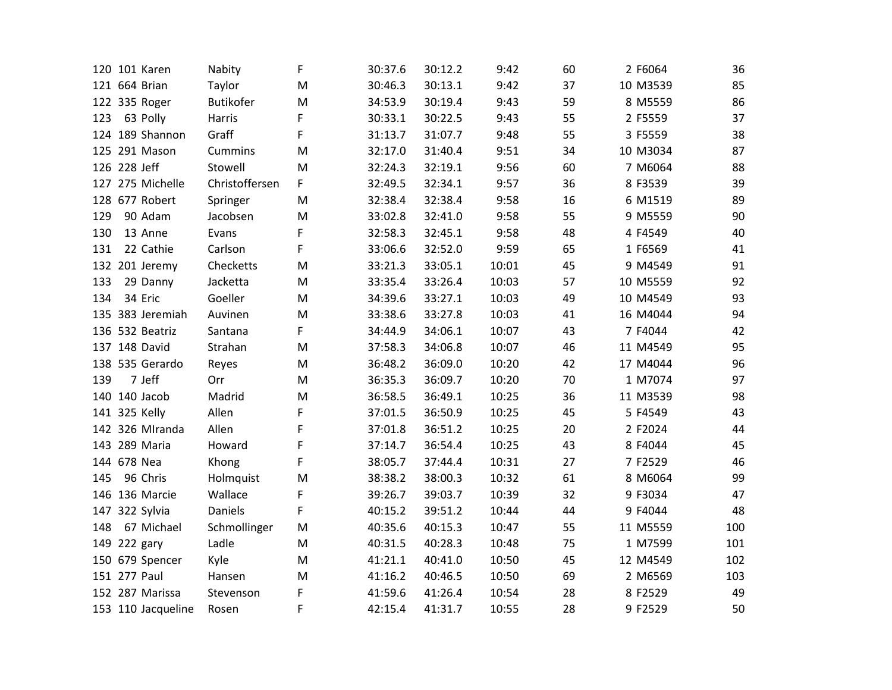| | | | | | | | | | | | |
|---|---|---|---|---|---|---|---|---|---|---|---|
| 120 | 101 | Karen | Nabity | F | 30:37.6 | 30:12.2 | 9:42 | 60 | 2 | F6064 | 36 |
| 121 | 664 | Brian | Taylor | M | 30:46.3 | 30:13.1 | 9:42 | 37 | 10 | M3539 | 85 |
| 122 | 335 | Roger | Butikofer | M | 34:53.9 | 30:19.4 | 9:43 | 59 | 8 | M5559 | 86 |
| 123 | 63 | Polly | Harris | F | 30:33.1 | 30:22.5 | 9:43 | 55 | 2 | F5559 | 37 |
| 124 | 189 | Shannon | Graff | F | 31:13.7 | 31:07.7 | 9:48 | 55 | 3 | F5559 | 38 |
| 125 | 291 | Mason | Cummins | M | 32:17.0 | 31:40.4 | 9:51 | 34 | 10 | M3034 | 87 |
| 126 | 228 | Jeff | Stowell | M | 32:24.3 | 32:19.1 | 9:56 | 60 | 7 | M6064 | 88 |
| 127 | 275 | Michelle | Christoffersen | F | 32:49.5 | 32:34.1 | 9:57 | 36 | 8 | F3539 | 39 |
| 128 | 677 | Robert | Springer | M | 32:38.4 | 32:38.4 | 9:58 | 16 | 6 | M1519 | 89 |
| 129 | 90 | Adam | Jacobsen | M | 33:02.8 | 32:41.0 | 9:58 | 55 | 9 | M5559 | 90 |
| 130 | 13 | Anne | Evans | F | 32:58.3 | 32:45.1 | 9:58 | 48 | 4 | F4549 | 40 |
| 131 | 22 | Cathie | Carlson | F | 33:06.6 | 32:52.0 | 9:59 | 65 | 1 | F6569 | 41 |
| 132 | 201 | Jeremy | Checketts | M | 33:21.3 | 33:05.1 | 10:01 | 45 | 9 | M4549 | 91 |
| 133 | 29 | Danny | Jacketta | M | 33:35.4 | 33:26.4 | 10:03 | 57 | 10 | M5559 | 92 |
| 134 | 34 | Eric | Goeller | M | 34:39.6 | 33:27.1 | 10:03 | 49 | 10 | M4549 | 93 |
| 135 | 383 | Jeremiah | Auvinen | M | 33:38.6 | 33:27.8 | 10:03 | 41 | 16 | M4044 | 94 |
| 136 | 532 | Beatriz | Santana | F | 34:44.9 | 34:06.1 | 10:07 | 43 | 7 | F4044 | 42 |
| 137 | 148 | David | Strahan | M | 37:58.3 | 34:06.8 | 10:07 | 46 | 11 | M4549 | 95 |
| 138 | 535 | Gerardo | Reyes | M | 36:48.2 | 36:09.0 | 10:20 | 42 | 17 | M4044 | 96 |
| 139 | 7 | Jeff | Orr | M | 36:35.3 | 36:09.7 | 10:20 | 70 | 1 | M7074 | 97 |
| 140 | 140 | Jacob | Madrid | M | 36:58.5 | 36:49.1 | 10:25 | 36 | 11 | M3539 | 98 |
| 141 | 325 | Kelly | Allen | F | 37:01.5 | 36:50.9 | 10:25 | 45 | 5 | F4549 | 43 |
| 142 | 326 | MIranda | Allen | F | 37:01.8 | 36:51.2 | 10:25 | 20 | 2 | F2024 | 44 |
| 143 | 289 | Maria | Howard | F | 37:14.7 | 36:54.4 | 10:25 | 43 | 8 | F4044 | 45 |
| 144 | 678 | Nea | Khong | F | 38:05.7 | 37:44.4 | 10:31 | 27 | 7 | F2529 | 46 |
| 145 | 96 | Chris | Holmquist | M | 38:38.2 | 38:00.3 | 10:32 | 61 | 8 | M6064 | 99 |
| 146 | 136 | Marcie | Wallace | F | 39:26.7 | 39:03.7 | 10:39 | 32 | 9 | F3034 | 47 |
| 147 | 322 | Sylvia | Daniels | F | 40:15.2 | 39:51.2 | 10:44 | 44 | 9 | F4044 | 48 |
| 148 | 67 | Michael | Schmollinger | M | 40:35.6 | 40:15.3 | 10:47 | 55 | 11 | M5559 | 100 |
| 149 | 222 | gary | Ladle | M | 40:31.5 | 40:28.3 | 10:48 | 75 | 1 | M7599 | 101 |
| 150 | 679 | Spencer | Kyle | M | 41:21.1 | 40:41.0 | 10:50 | 45 | 12 | M4549 | 102 |
| 151 | 277 | Paul | Hansen | M | 41:16.2 | 40:46.5 | 10:50 | 69 | 2 | M6569 | 103 |
| 152 | 287 | Marissa | Stevenson | F | 41:59.6 | 41:26.4 | 10:54 | 28 | 8 | F2529 | 49 |
| 153 | 110 | Jacqueline | Rosen | F | 42:15.4 | 41:31.7 | 10:55 | 28 | 9 | F2529 | 50 |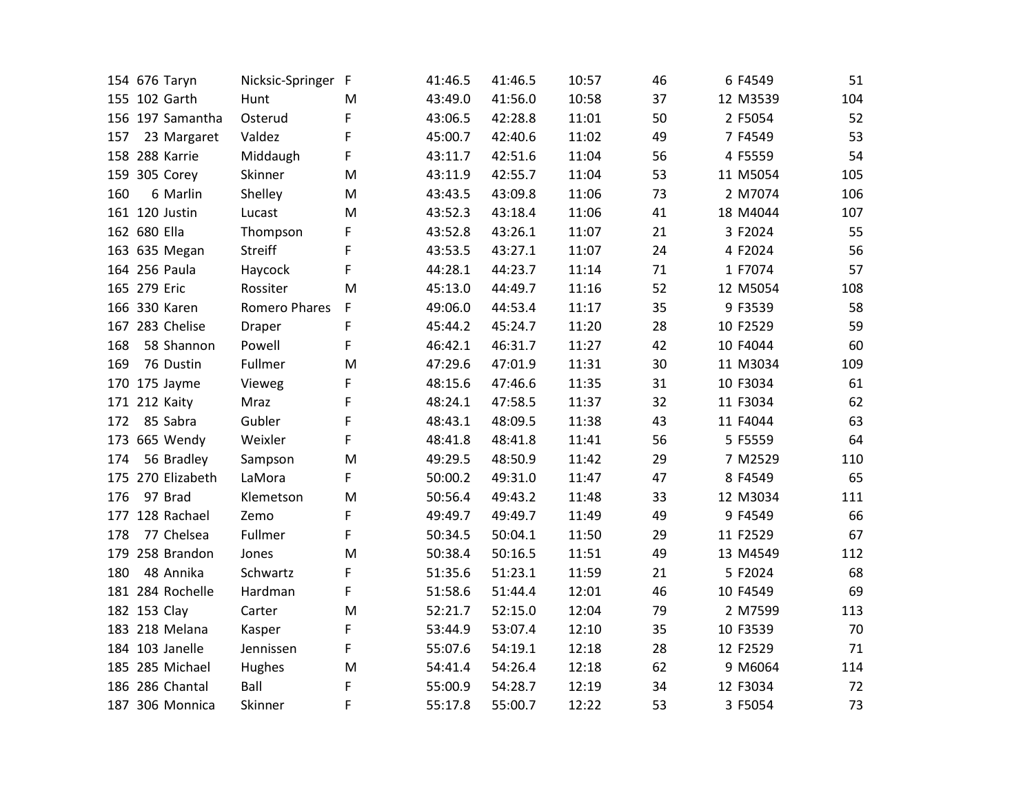| | | | | | | | | | | | |
|---|---|---|---|---|---|---|---|---|---|---|---|
| 154 | 676 | Taryn | Nicksic-Springer | F | 41:46.5 | 41:46.5 | 10:57 | 46 | 6 | F4549 | 51 |
| 155 | 102 | Garth | Hunt | M | 43:49.0 | 41:56.0 | 10:58 | 37 | 12 | M3539 | 104 |
| 156 | 197 | Samantha | Osterud | F | 43:06.5 | 42:28.8 | 11:01 | 50 | 2 | F5054 | 52 |
| 157 | 23 | Margaret | Valdez | F | 45:00.7 | 42:40.6 | 11:02 | 49 | 7 | F4549 | 53 |
| 158 | 288 | Karrie | Middaugh | F | 43:11.7 | 42:51.6 | 11:04 | 56 | 4 | F5559 | 54 |
| 159 | 305 | Corey | Skinner | M | 43:11.9 | 42:55.7 | 11:04 | 53 | 11 | M5054 | 105 |
| 160 | 6 | Marlin | Shelley | M | 43:43.5 | 43:09.8 | 11:06 | 73 | 2 | M7074 | 106 |
| 161 | 120 | Justin | Lucast | M | 43:52.3 | 43:18.4 | 11:06 | 41 | 18 | M4044 | 107 |
| 162 | 680 | Ella | Thompson | F | 43:52.8 | 43:26.1 | 11:07 | 21 | 3 | F2024 | 55 |
| 163 | 635 | Megan | Streiff | F | 43:53.5 | 43:27.1 | 11:07 | 24 | 4 | F2024 | 56 |
| 164 | 256 | Paula | Haycock | F | 44:28.1 | 44:23.7 | 11:14 | 71 | 1 | F7074 | 57 |
| 165 | 279 | Eric | Rossiter | M | 45:13.0 | 44:49.7 | 11:16 | 52 | 12 | M5054 | 108 |
| 166 | 330 | Karen | Romero Phares | F | 49:06.0 | 44:53.4 | 11:17 | 35 | 9 | F3539 | 58 |
| 167 | 283 | Chelise | Draper | F | 45:44.2 | 45:24.7 | 11:20 | 28 | 10 | F2529 | 59 |
| 168 | 58 | Shannon | Powell | F | 46:42.1 | 46:31.7 | 11:27 | 42 | 10 | F4044 | 60 |
| 169 | 76 | Dustin | Fullmer | M | 47:29.6 | 47:01.9 | 11:31 | 30 | 11 | M3034 | 109 |
| 170 | 175 | Jayme | Vieweg | F | 48:15.6 | 47:46.6 | 11:35 | 31 | 10 | F3034 | 61 |
| 171 | 212 | Kaity | Mraz | F | 48:24.1 | 47:58.5 | 11:37 | 32 | 11 | F3034 | 62 |
| 172 | 85 | Sabra | Gubler | F | 48:43.1 | 48:09.5 | 11:38 | 43 | 11 | F4044 | 63 |
| 173 | 665 | Wendy | Weixler | F | 48:41.8 | 48:41.8 | 11:41 | 56 | 5 | F5559 | 64 |
| 174 | 56 | Bradley | Sampson | M | 49:29.5 | 48:50.9 | 11:42 | 29 | 7 | M2529 | 110 |
| 175 | 270 | Elizabeth | LaMora | F | 50:00.2 | 49:31.0 | 11:47 | 47 | 8 | F4549 | 65 |
| 176 | 97 | Brad | Klemetson | M | 50:56.4 | 49:43.2 | 11:48 | 33 | 12 | M3034 | 111 |
| 177 | 128 | Rachael | Zemo | F | 49:49.7 | 49:49.7 | 11:49 | 49 | 9 | F4549 | 66 |
| 178 | 77 | Chelsea | Fullmer | F | 50:34.5 | 50:04.1 | 11:50 | 29 | 11 | F2529 | 67 |
| 179 | 258 | Brandon | Jones | M | 50:38.4 | 50:16.5 | 11:51 | 49 | 13 | M4549 | 112 |
| 180 | 48 | Annika | Schwartz | F | 51:35.6 | 51:23.1 | 11:59 | 21 | 5 | F2024 | 68 |
| 181 | 284 | Rochelle | Hardman | F | 51:58.6 | 51:44.4 | 12:01 | 46 | 10 | F4549 | 69 |
| 182 | 153 | Clay | Carter | M | 52:21.7 | 52:15.0 | 12:04 | 79 | 2 | M7599 | 113 |
| 183 | 218 | Melana | Kasper | F | 53:44.9 | 53:07.4 | 12:10 | 35 | 10 | F3539 | 70 |
| 184 | 103 | Janelle | Jennissen | F | 55:07.6 | 54:19.1 | 12:18 | 28 | 12 | F2529 | 71 |
| 185 | 285 | Michael | Hughes | M | 54:41.4 | 54:26.4 | 12:18 | 62 | 9 | M6064 | 114 |
| 186 | 286 | Chantal | Ball | F | 55:00.9 | 54:28.7 | 12:19 | 34 | 12 | F3034 | 72 |
| 187 | 306 | Monnica | Skinner | F | 55:17.8 | 55:00.7 | 12:22 | 53 | 3 | F5054 | 73 |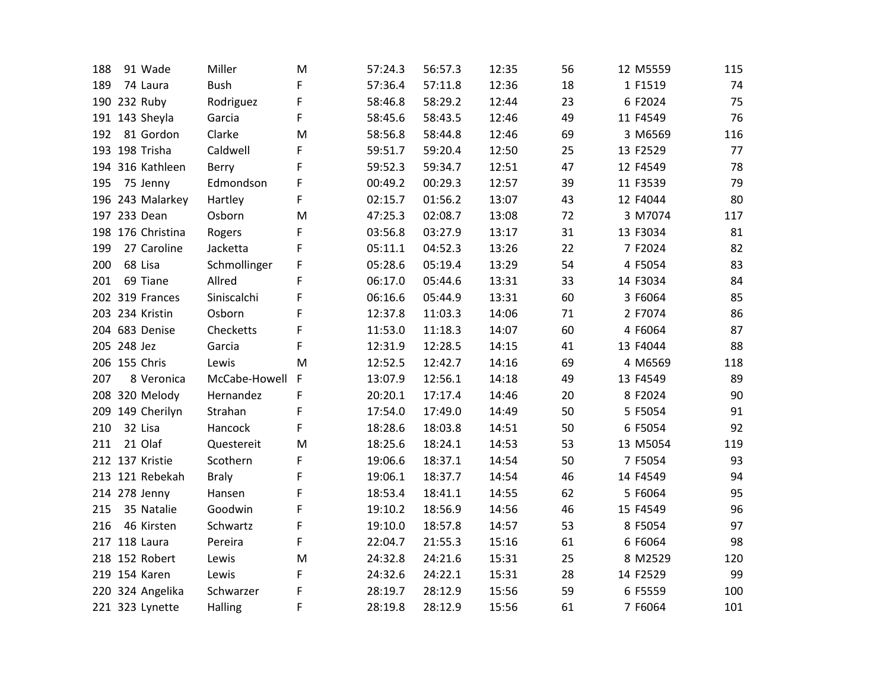| | | | | | | | | | | | |
|---|---|---|---|---|---|---|---|---|---|---|---|
| 188 | 91 | Wade | Miller | M | 57:24.3 | 56:57.3 | 12:35 | 56 | 12 | M5559 | 115 |
| 189 | 74 | Laura | Bush | F | 57:36.4 | 57:11.8 | 12:36 | 18 | 1 | F1519 | 74 |
| 190 | 232 | Ruby | Rodriguez | F | 58:46.8 | 58:29.2 | 12:44 | 23 | 6 | F2024 | 75 |
| 191 | 143 | Sheyla | Garcia | F | 58:45.6 | 58:43.5 | 12:46 | 49 | 11 | F4549 | 76 |
| 192 | 81 | Gordon | Clarke | M | 58:56.8 | 58:44.8 | 12:46 | 69 | 3 | M6569 | 116 |
| 193 | 198 | Trisha | Caldwell | F | 59:51.7 | 59:20.4 | 12:50 | 25 | 13 | F2529 | 77 |
| 194 | 316 | Kathleen | Berry | F | 59:52.3 | 59:34.7 | 12:51 | 47 | 12 | F4549 | 78 |
| 195 | 75 | Jenny | Edmondson | F | 00:49.2 | 00:29.3 | 12:57 | 39 | 11 | F3539 | 79 |
| 196 | 243 | Malarkey | Hartley | F | 02:15.7 | 01:56.2 | 13:07 | 43 | 12 | F4044 | 80 |
| 197 | 233 | Dean | Osborn | M | 47:25.3 | 02:08.7 | 13:08 | 72 | 3 | M7074 | 117 |
| 198 | 176 | Christina | Rogers | F | 03:56.8 | 03:27.9 | 13:17 | 31 | 13 | F3034 | 81 |
| 199 | 27 | Caroline | Jacketta | F | 05:11.1 | 04:52.3 | 13:26 | 22 | 7 | F2024 | 82 |
| 200 | 68 | Lisa | Schmollinger | F | 05:28.6 | 05:19.4 | 13:29 | 54 | 4 | F5054 | 83 |
| 201 | 69 | Tiane | Allred | F | 06:17.0 | 05:44.6 | 13:31 | 33 | 14 | F3034 | 84 |
| 202 | 319 | Frances | Siniscalchi | F | 06:16.6 | 05:44.9 | 13:31 | 60 | 3 | F6064 | 85 |
| 203 | 234 | Kristin | Osborn | F | 12:37.8 | 11:03.3 | 14:06 | 71 | 2 | F7074 | 86 |
| 204 | 683 | Denise | Checketts | F | 11:53.0 | 11:18.3 | 14:07 | 60 | 4 | F6064 | 87 |
| 205 | 248 | Jez | Garcia | F | 12:31.9 | 12:28.5 | 14:15 | 41 | 13 | F4044 | 88 |
| 206 | 155 | Chris | Lewis | M | 12:52.5 | 12:42.7 | 14:16 | 69 | 4 | M6569 | 118 |
| 207 | 8 | Veronica | McCabe-Howell | F | 13:07.9 | 12:56.1 | 14:18 | 49 | 13 | F4549 | 89 |
| 208 | 320 | Melody | Hernandez | F | 20:20.1 | 17:17.4 | 14:46 | 20 | 8 | F2024 | 90 |
| 209 | 149 | Cherilyn | Strahan | F | 17:54.0 | 17:49.0 | 14:49 | 50 | 5 | F5054 | 91 |
| 210 | 32 | Lisa | Hancock | F | 18:28.6 | 18:03.8 | 14:51 | 50 | 6 | F5054 | 92 |
| 211 | 21 | Olaf | Questereit | M | 18:25.6 | 18:24.1 | 14:53 | 53 | 13 | M5054 | 119 |
| 212 | 137 | Kristie | Scothern | F | 19:06.6 | 18:37.1 | 14:54 | 50 | 7 | F5054 | 93 |
| 213 | 121 | Rebekah | Braly | F | 19:06.1 | 18:37.7 | 14:54 | 46 | 14 | F4549 | 94 |
| 214 | 278 | Jenny | Hansen | F | 18:53.4 | 18:41.1 | 14:55 | 62 | 5 | F6064 | 95 |
| 215 | 35 | Natalie | Goodwin | F | 19:10.2 | 18:56.9 | 14:56 | 46 | 15 | F4549 | 96 |
| 216 | 46 | Kirsten | Schwartz | F | 19:10.0 | 18:57.8 | 14:57 | 53 | 8 | F5054 | 97 |
| 217 | 118 | Laura | Pereira | F | 22:04.7 | 21:55.3 | 15:16 | 61 | 6 | F6064 | 98 |
| 218 | 152 | Robert | Lewis | M | 24:32.8 | 24:21.6 | 15:31 | 25 | 8 | M2529 | 120 |
| 219 | 154 | Karen | Lewis | F | 24:32.6 | 24:22.1 | 15:31 | 28 | 14 | F2529 | 99 |
| 220 | 324 | Angelika | Schwarzer | F | 28:19.7 | 28:12.9 | 15:56 | 59 | 6 | F5559 | 100 |
| 221 | 323 | Lynette | Halling | F | 28:19.8 | 28:12.9 | 15:56 | 61 | 7 | F6064 | 101 |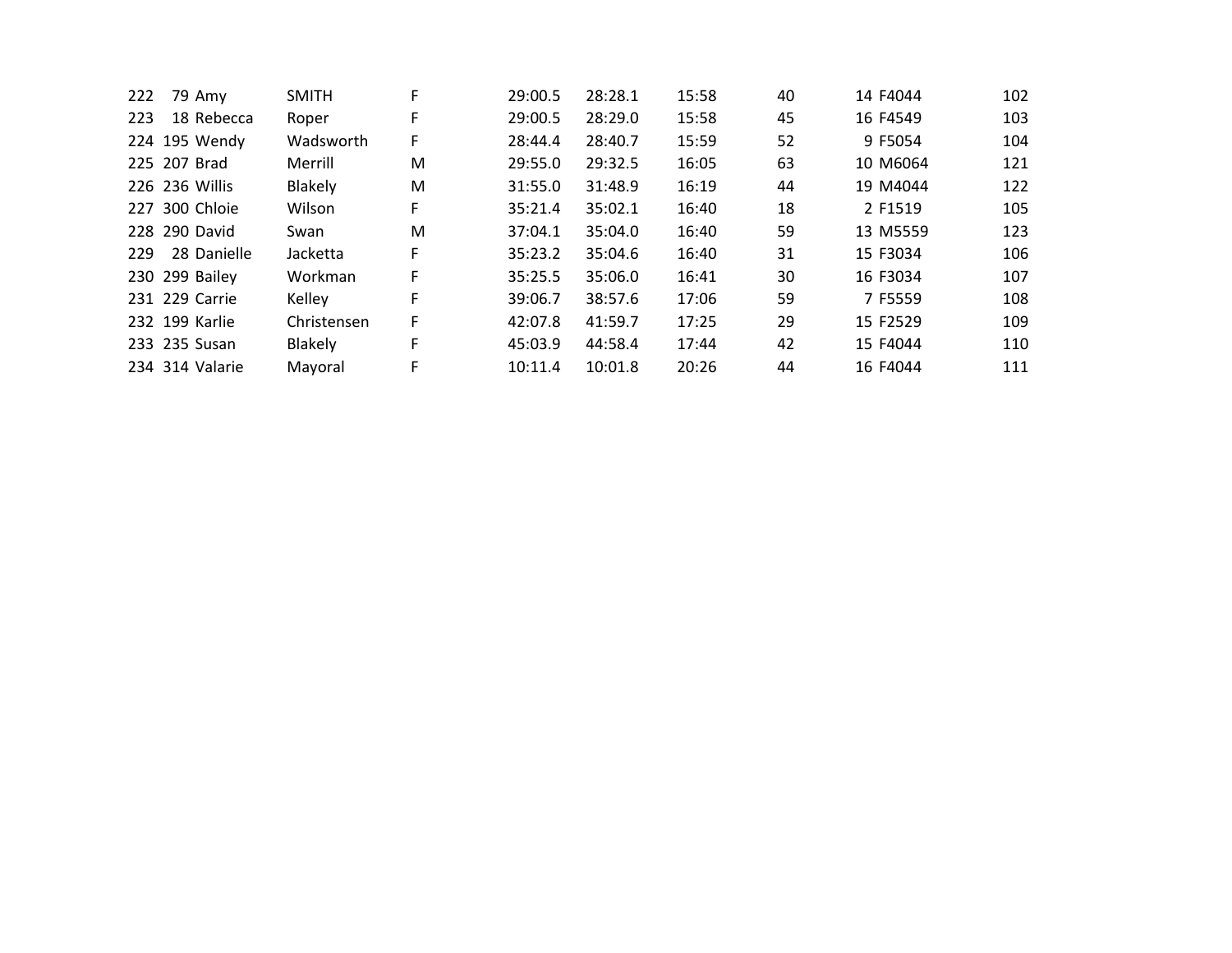| | | | | | | | | | | | |
|---|---|---|---|---|---|---|---|---|---|---|---|
| 222 | 79 | Amy | SMITH | F | 29:00.5 | 28:28.1 | 15:58 | 40 | 14 | F4044 | 102 |
| 223 | 18 | Rebecca | Roper | F | 29:00.5 | 28:29.0 | 15:58 | 45 | 16 | F4549 | 103 |
| 224 | 195 | Wendy | Wadsworth | F | 28:44.4 | 28:40.7 | 15:59 | 52 | 9 | F5054 | 104 |
| 225 | 207 | Brad | Merrill | M | 29:55.0 | 29:32.5 | 16:05 | 63 | 10 | M6064 | 121 |
| 226 | 236 | Willis | Blakely | M | 31:55.0 | 31:48.9 | 16:19 | 44 | 19 | M4044 | 122 |
| 227 | 300 | Chloie | Wilson | F | 35:21.4 | 35:02.1 | 16:40 | 18 | 2 | F1519 | 105 |
| 228 | 290 | David | Swan | M | 37:04.1 | 35:04.0 | 16:40 | 59 | 13 | M5559 | 123 |
| 229 | 28 | Danielle | Jacketta | F | 35:23.2 | 35:04.6 | 16:40 | 31 | 15 | F3034 | 106 |
| 230 | 299 | Bailey | Workman | F | 35:25.5 | 35:06.0 | 16:41 | 30 | 16 | F3034 | 107 |
| 231 | 229 | Carrie | Kelley | F | 39:06.7 | 38:57.6 | 17:06 | 59 | 7 | F5559 | 108 |
| 232 | 199 | Karlie | Christensen | F | 42:07.8 | 41:59.7 | 17:25 | 29 | 15 | F2529 | 109 |
| 233 | 235 | Susan | Blakely | F | 45:03.9 | 44:58.4 | 17:44 | 42 | 15 | F4044 | 110 |
| 234 | 314 | Valarie | Mayoral | F | 10:11.4 | 10:01.8 | 20:26 | 44 | 16 | F4044 | 111 |